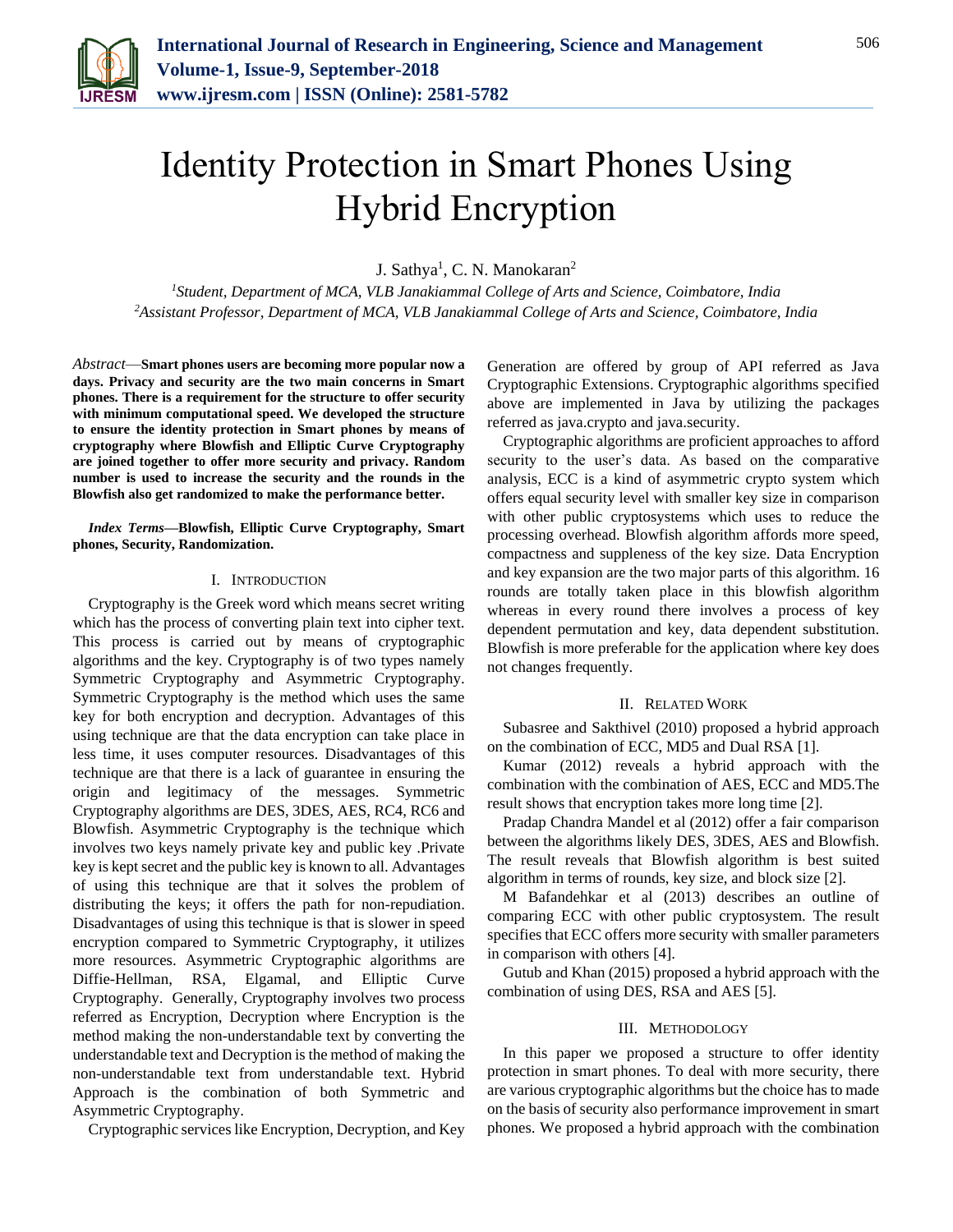# Identity Protection in Smart Phones Using Hybrid Encryption

J. Sathya[1], C. N. Manokaran[2]

[1]*Student, Department of MCA, VLB Janakiammal College of Arts and Science, Coimbatore, India*
[2]*Assistant Professor, Department of MCA, VLB Janakiammal College of Arts and Science, Coimbatore, India*

*Abstract*—**Smart phones users are becoming more popular now a days. Privacy and security are the two main concerns in Smart phones. There is a requirement for the structure to offer security with minimum computational speed. We developed the structure to ensure the identity protection in Smart phones by means of cryptography where Blowfish and Elliptic Curve Cryptography are joined together to offer more security and privacy. Random number is used to increase the security and the rounds in the Blowfish also get randomized to make the performance better.**

***Index Terms*—Blowfish, Elliptic Curve Cryptography, Smart phones, Security, Randomization.**

## I. Introduction

Cryptography is the Greek word which means secret writing which has the process of converting plain text into cipher text. This process is carried out by means of cryptographic algorithms and the key. Cryptography is of two types namely Symmetric Cryptography and Asymmetric Cryptography. Symmetric Cryptography is the method which uses the same key for both encryption and decryption. Advantages of this using technique are that the data encryption can take place in less time, it uses computer resources. Disadvantages of this technique are that there is a lack of guarantee in ensuring the origin and legitimacy of the messages. Symmetric Cryptography algorithms are DES, 3DES, AES, RC4, RC6 and Blowfish. Asymmetric Cryptography is the technique which involves two keys namely private key and public key .Private key is kept secret and the public key is known to all. Advantages of using this technique are that it solves the problem of distributing the keys; it offers the path for non-repudiation. Disadvantages of using this technique is that is slower in speed encryption compared to Symmetric Cryptography, it utilizes more resources. Asymmetric Cryptographic algorithms are Diffie-Hellman, RSA, Elgamal, and Elliptic Curve Cryptography. Generally, Cryptography involves two process referred as Encryption, Decryption where Encryption is the method making the non-understandable text by converting the understandable text and Decryption is the method of making the non-understandable text from understandable text. Hybrid Approach is the combination of both Symmetric and Asymmetric Cryptography.

Cryptographic services like Encryption, Decryption, and Key Generation are offered by group of API referred as Java Cryptographic Extensions. Cryptographic algorithms specified above are implemented in Java by utilizing the packages referred as java.crypto and java.security.

Cryptographic algorithms are proficient approaches to afford security to the user's data. As based on the comparative analysis, ECC is a kind of asymmetric crypto system which offers equal security level with smaller key size in comparison with other public cryptosystems which uses to reduce the processing overhead. Blowfish algorithm affords more speed, compactness and suppleness of the key size. Data Encryption and key expansion are the two major parts of this algorithm. 16 rounds are totally taken place in this blowfish algorithm whereas in every round there involves a process of key dependent permutation and key, data dependent substitution. Blowfish is more preferable for the application where key does not changes frequently.

## II. Related Work

Subasree and Sakthivel (2010) proposed a hybrid approach on the combination of ECC, MD5 and Dual RSA [1].

Kumar (2012) reveals a hybrid approach with the combination with the combination of AES, ECC and MD5.The result shows that encryption takes more long time [2].

Pradap Chandra Mandel et al (2012) offer a fair comparison between the algorithms likely DES, 3DES, AES and Blowfish. The result reveals that Blowfish algorithm is best suited algorithm in terms of rounds, key size, and block size [2].

M Bafandehkar et al (2013) describes an outline of comparing ECC with other public cryptosystem. The result specifies that ECC offers more security with smaller parameters in comparison with others [4].

Gutub and Khan (2015) proposed a hybrid approach with the combination of using DES, RSA and AES [5].

## III. Methodology

In this paper we proposed a structure to offer identity protection in smart phones. To deal with more security, there are various cryptographic algorithms but the choice has to made on the basis of security also performance improvement in smart phones. We proposed a hybrid approach with the combination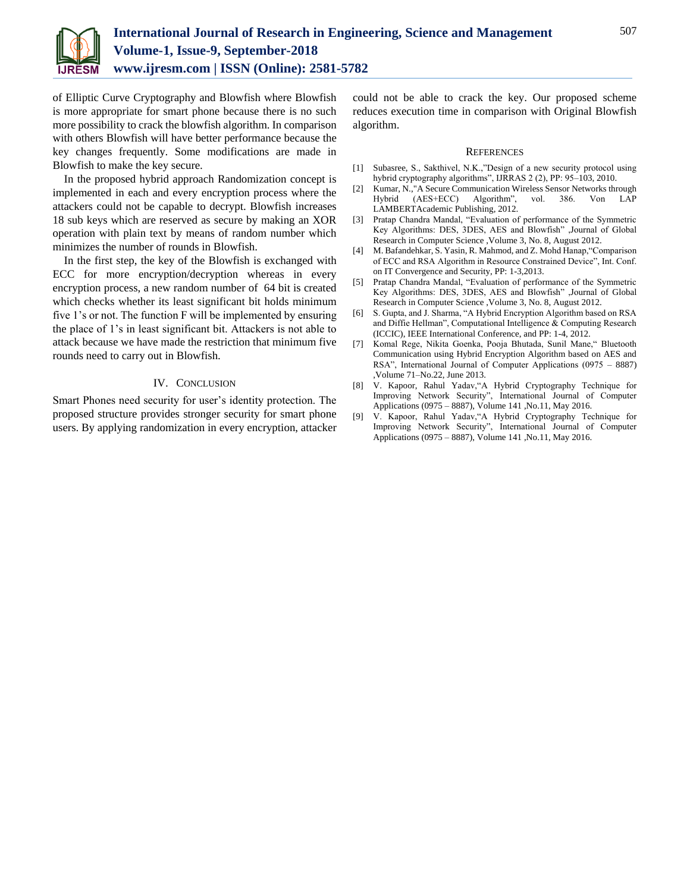of Elliptic Curve Cryptography and Blowfish where Blowfish is more appropriate for smart phone because there is no such more possibility to crack the blowfish algorithm. In comparison with others Blowfish will have better performance because the key changes frequently. Some modifications are made in Blowfish to make the key secure.

In the proposed hybrid approach Randomization concept is implemented in each and every encryption process where the attackers could not be capable to decrypt. Blowfish increases 18 sub keys which are reserved as secure by making an XOR operation with plain text by means of random number which minimizes the number of rounds in Blowfish.

In the first step, the key of the Blowfish is exchanged with ECC for more encryption/decryption whereas in every encryption process, a new random number of 64 bit is created which checks whether its least significant bit holds minimum five 1's or not. The function F will be implemented by ensuring the place of 1's in least significant bit. Attackers is not able to attack because we have made the restriction that minimum five rounds need to carry out in Blowfish.

## IV. Conclusion

Smart Phones need security for user's identity protection. The proposed structure provides stronger security for smart phone users. By applying randomization in every encryption, attacker could not be able to crack the key. Our proposed scheme reduces execution time in comparison with Original Blowfish algorithm.

## References

[1] Subasree, S., Sakthivel, N.K.,"Design of a new security protocol using hybrid cryptography algorithms", IJRRAS 2 (2), PP: 95–103, 2010.

[2] Kumar, N.,"A Secure Communication Wireless Sensor Networks through Hybrid (AES+ECC) Algorithm", vol. 386. Von LAP LAMBERTAcademic Publishing, 2012.

[3] Pratap Chandra Mandal, "Evaluation of performance of the Symmetric Key Algorithms: DES, 3DES, AES and Blowfish" ,Journal of Global Research in Computer Science ,Volume 3, No. 8, August 2012.

[4] M. Bafandehkar, S. Yasin, R. Mahmod, and Z. Mohd Hanap,"Comparison of ECC and RSA Algorithm in Resource Constrained Device", Int. Conf. on IT Convergence and Security, PP: 1-3,2013.

[5] Pratap Chandra Mandal, "Evaluation of performance of the Symmetric Key Algorithms: DES, 3DES, AES and Blowfish" ,Journal of Global Research in Computer Science ,Volume 3, No. 8, August 2012.

[6] S. Gupta, and J. Sharma, "A Hybrid Encryption Algorithm based on RSA and Diffie Hellman", Computational Intelligence & Computing Research (ICCIC), IEEE International Conference, and PP: 1-4, 2012.

[7] Komal Rege, Nikita Goenka, Pooja Bhutada, Sunil Mane," Bluetooth Communication using Hybrid Encryption Algorithm based on AES and RSA", International Journal of Computer Applications (0975 – 8887) ,Volume 71–No.22, June 2013.

[8] V. Kapoor, Rahul Yadav,"A Hybrid Cryptography Technique for Improving Network Security", International Journal of Computer Applications (0975 – 8887), Volume 141 ,No.11, May 2016.

[9] V. Kapoor, Rahul Yadav,"A Hybrid Cryptography Technique for Improving Network Security", International Journal of Computer Applications (0975 – 8887), Volume 141 ,No.11, May 2016.